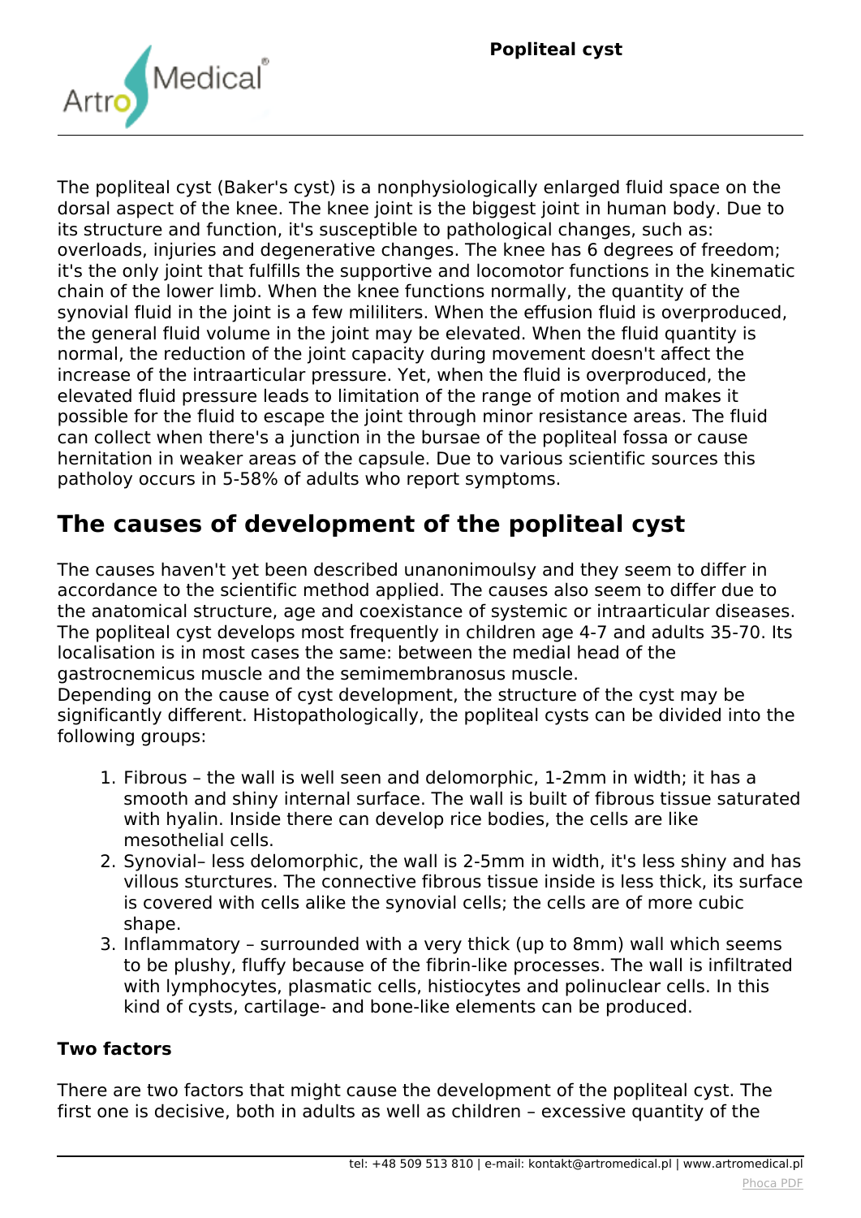# Popliteal cyst

The popliteal cyst (Baker's cyst) is a nonphysiologically enlarged fluid space on the dorsal aspect of the knee. The knee joint is the biggest joint in human body. Due to its structure and function, it's susceptible to pathological changes, such as: overloads, injuries and degenerative changes. The knee has 6 degrees of freedom; it's the only joint that fulfills the supportive and locomotor functions in the kinematic chain of the lower limb. When the knee functions normally, the quantity of the synovial fluid in the joint is a few mililiters. When the effusion fluid is overproduced, the general fluid volume in the joint may be elevated. When the fluid quantity is normal, the reduction of the joint capacity during movement doesn't affect the increase of the intraarticular pressure. Yet, when the fluid is overproduced, the elevated fluid pressure leads to limitation of the range of motion and makes it possible for the fluid to escape the joint through minor resistance areas. The fluid can collect when there's a junction in the bursae of the popliteal fossa or cause hernitation in weaker areas of the capsule. Due to various scientific sources this patholoy occurs in 5-58% of adults who report symptoms.

## The causes of development of the popliteal cyst

The causes haven't yet been described unanonimoulsy and they seem to differ in accordance to the scientific method applied. The causes also seem to differ due to the anatomical structure, age and coexistance of systemic or intraarticular diseases. The popliteal cyst develops most frequently in children age 4-7 and adults 35-70. Its localisation is in most cases the same: between the medial head of the gastrocnemicus muscle and the semimembranosus muscle.
Depending on the cause of cyst development, the structure of the cyst may be significantly different. Histopathologically, the popliteal cysts can be divided into the following groups:

1. Fibrous – the wall is well seen and delomorphic, 1-2mm in width; it has a smooth and shiny internal surface. The wall is built of fibrous tissue saturated with hyalin. Inside there can develop rice bodies, the cells are like mesothelial cells.
2. Synovial– less delomorphic, the wall is 2-5mm in width, it's less shiny and has villous sturctures. The connective fibrous tissue inside is less thick, its surface is covered with cells alike the synovial cells; the cells are of more cubic shape.
3. Inflammatory – surrounded with a very thick (up to 8mm) wall which seems to be plushy, fluffy because of the fibrin-like processes. The wall is infiltrated with lymphocytes, plasmatic cells, histiocytes and polinuclear cells. In this kind of cysts, cartilage- and bone-like elements can be produced.

### Two factors

There are two factors that might cause the development of the popliteal cyst. The first one is decisive, both in adults as well as children – excessive quantity of the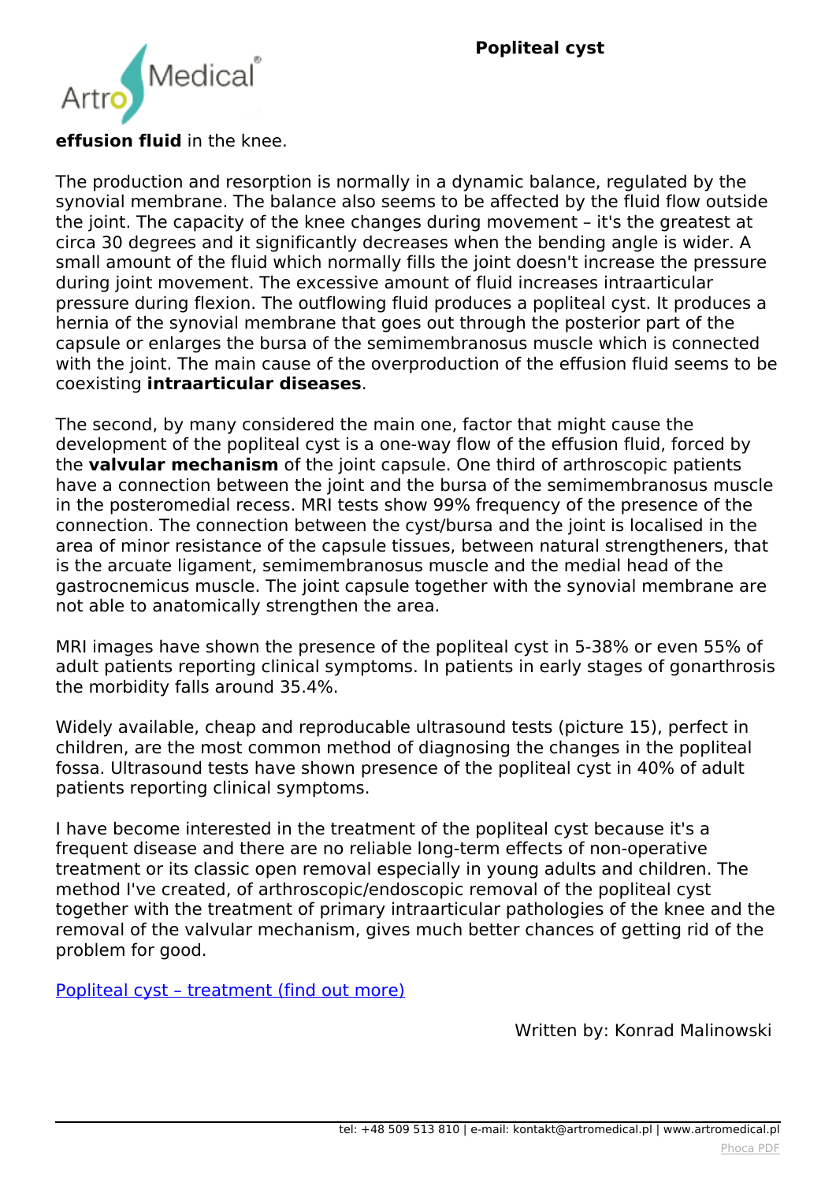**effusion fluid** in the knee.

The production and resorption is normally in a dynamic balance, regulated by the synovial membrane. The balance also seems to be affected by the fluid flow outside the joint. The capacity of the knee changes during movement – it's the greatest at circa 30 degrees and it significantly decreases when the bending angle is wider. A small amount of the fluid which normally fills the joint doesn't increase the pressure during joint movement. The excessive amount of fluid increases intraarticular pressure during flexion. The outflowing fluid produces a popliteal cyst. It produces a hernia of the synovial membrane that goes out through the posterior part of the capsule or enlarges the bursa of the semimembranosus muscle which is connected with the joint. The main cause of the overproduction of the effusion fluid seems to be coexisting **intraarticular diseases**.

The second, by many considered the main one, factor that might cause the development of the popliteal cyst is a one-way flow of the effusion fluid, forced by the **valvular mechanism** of the joint capsule. One third of arthroscopic patients have a connection between the joint and the bursa of the semimembranosus muscle in the posteromedial recess. MRI tests show 99% frequency of the presence of the connection. The connection between the cyst/bursa and the joint is localised in the area of minor resistance of the capsule tissues, between natural strengtheners, that is the arcuate ligament, semimembranosus muscle and the medial head of the gastrocnemicus muscle. The joint capsule together with the synovial membrane are not able to anatomically strengthen the area.

MRI images have shown the presence of the popliteal cyst in 5-38% or even 55% of adult patients reporting clinical symptoms. In patients in early stages of gonarthrosis the morbidity falls around 35.4%.

Widely available, cheap and reproducable ultrasound tests (picture 15), perfect in children, are the most common method of diagnosing the changes in the popliteal fossa. Ultrasound tests have shown presence of the popliteal cyst in 40% of adult patients reporting clinical symptoms.

I have become interested in the treatment of the popliteal cyst because it's a frequent disease and there are no reliable long-term effects of non-operative treatment or its classic open removal especially in young adults and children. The method I've created, of arthroscopic/endoscopic removal of the popliteal cyst together with the treatment of primary intraarticular pathologies of the knee and the removal of the valvular mechanism, gives much better chances of getting rid of the problem for good.

[Popliteal cyst – treatment (find out more)]

Written by: Konrad Malinowski